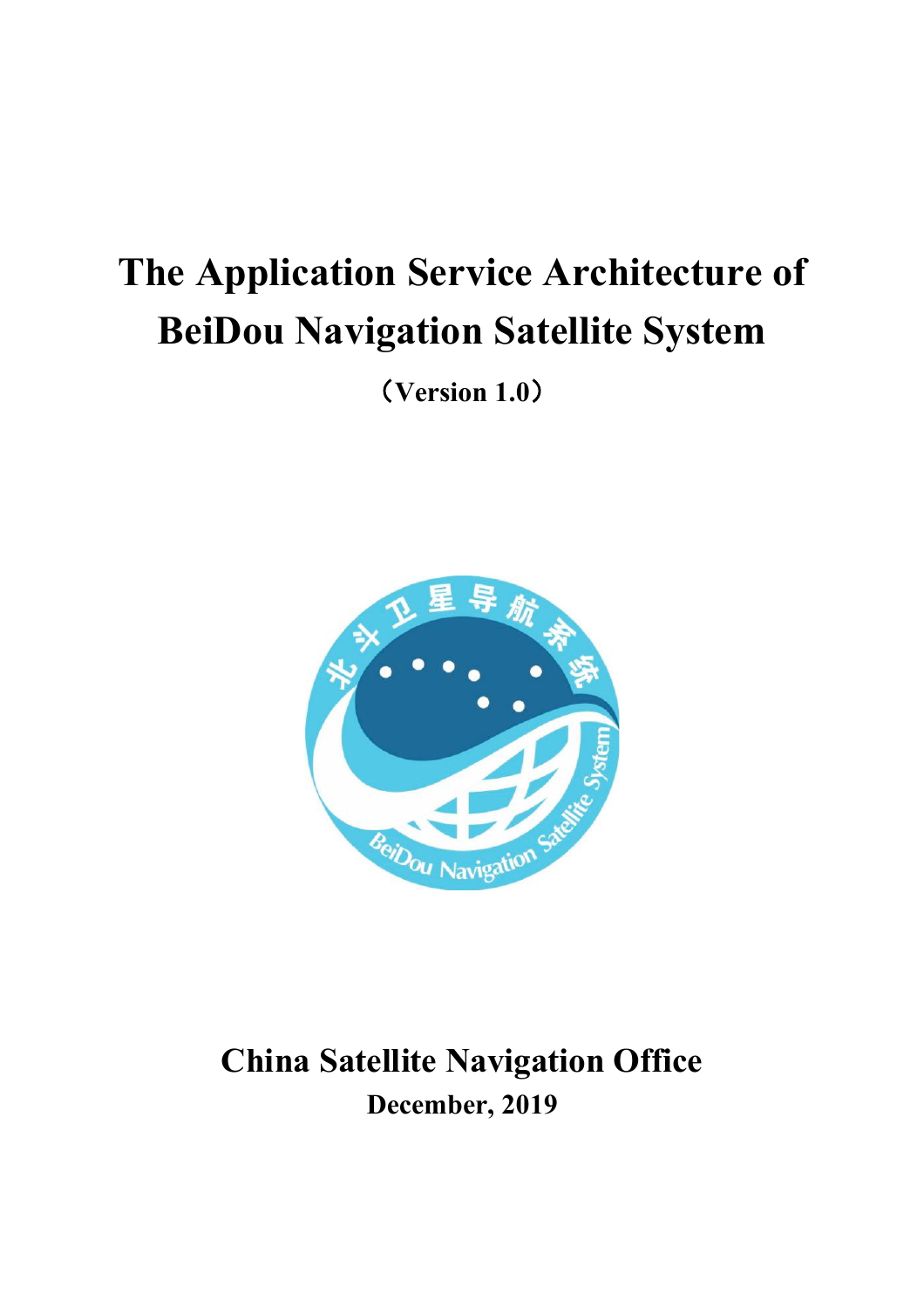# The Application Service Architecture of BeiDou Navigation Satellite System

**（Version 1.0）**

**China Satellite Navigation Office**

**December, 2019**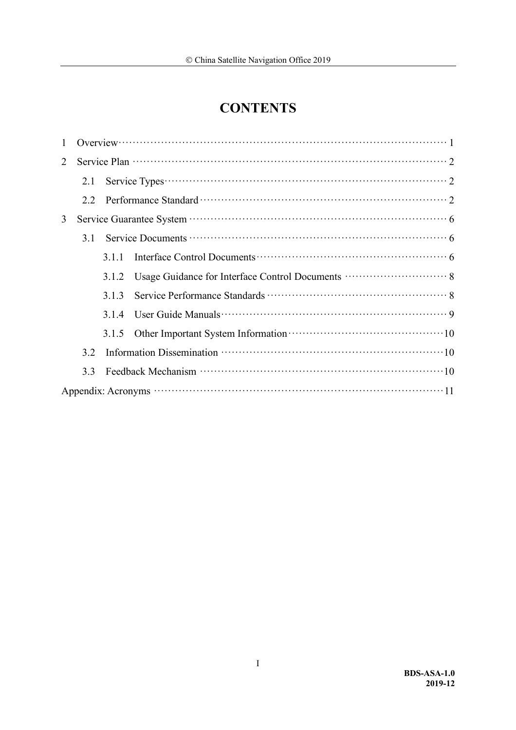# CONTENTS

1 Overview ··· 1

2 Service Plan ··· 2

  2.1 Service Types ··· 2

  2.2 Performance Standard ··· 2

3 Service Guarantee System ··· 6

  3.1 Service Documents ··· 6

    3.1.1 Interface Control Documents ··· 6

    3.1.2 Usage Guidance for Interface Control Documents ··· 8

    3.1.3 Service Performance Standards ··· 8

    3.1.4 User Guide Manuals ··· 9

    3.1.5 Other Important System Information ··· 10

  3.2 Information Dissemination ··· 10

  3.3 Feedback Mechanism ··· 10

Appendix: Acronyms ··· 11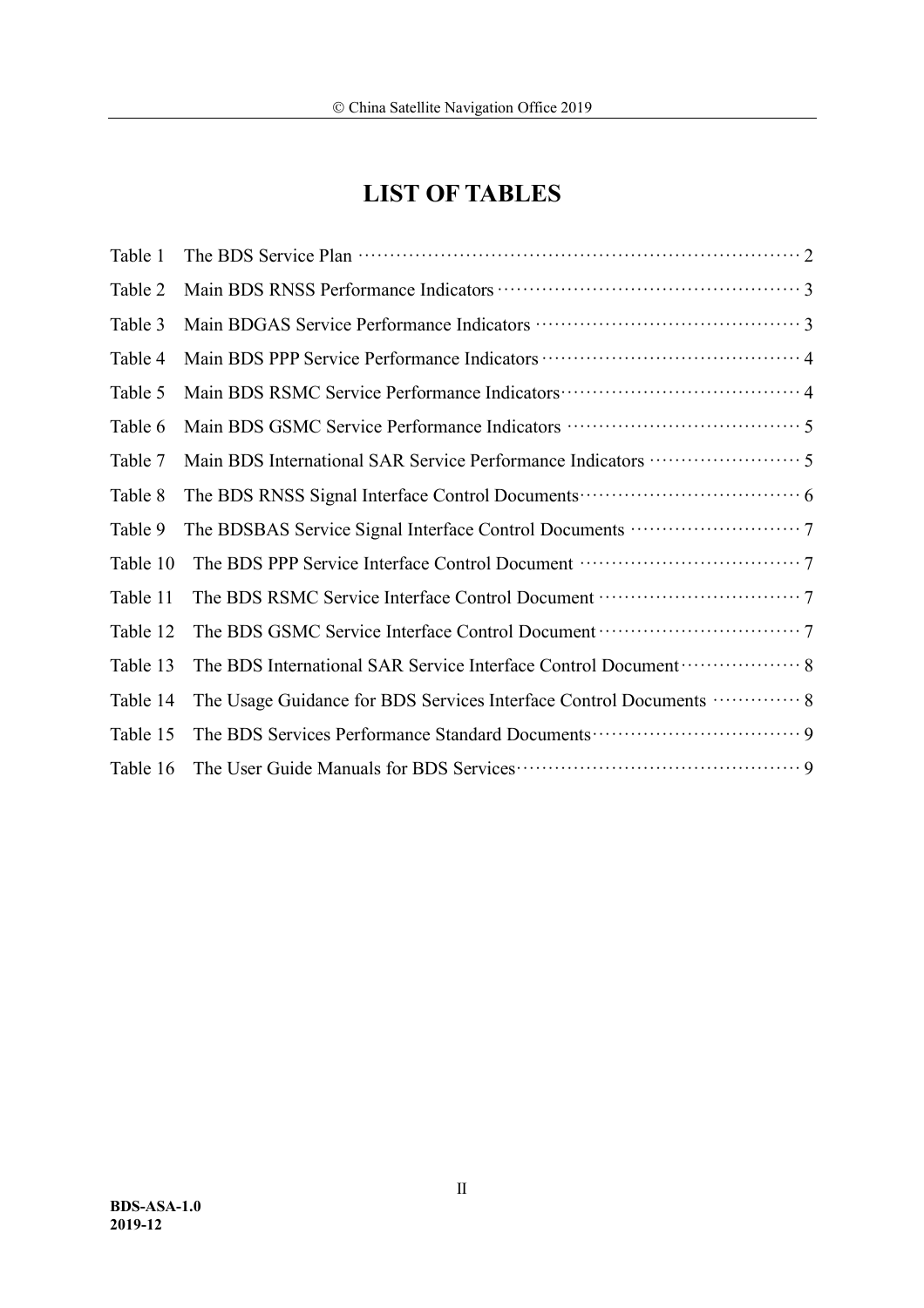# LIST OF TABLES

Table 1 The BDS Service Plan ··· 2

Table 2 Main BDS RNSS Performance Indicators ··· 3

Table 3 Main BDGAS Service Performance Indicators ··· 3

Table 4 Main BDS PPP Service Performance Indicators ··· 4

Table 5 Main BDS RSMC Service Performance Indicators ··· 4

Table 6 Main BDS GSMC Service Performance Indicators ··· 5

Table 7 Main BDS International SAR Service Performance Indicators ··· 5

Table 8 The BDS RNSS Signal Interface Control Documents ··· 6

Table 9 The BDSBAS Service Signal Interface Control Documents ··· 7

Table 10 The BDS PPP Service Interface Control Document ··· 7

Table 11 The BDS RSMC Service Interface Control Document ··· 7

Table 12 The BDS GSMC Service Interface Control Document ··· 7

Table 13 The BDS International SAR Service Interface Control Document ··· 8

Table 14 The Usage Guidance for BDS Services Interface Control Documents ··· 8

Table 15 The BDS Services Performance Standard Documents ··· 9

Table 16 The User Guide Manuals for BDS Services ··· 9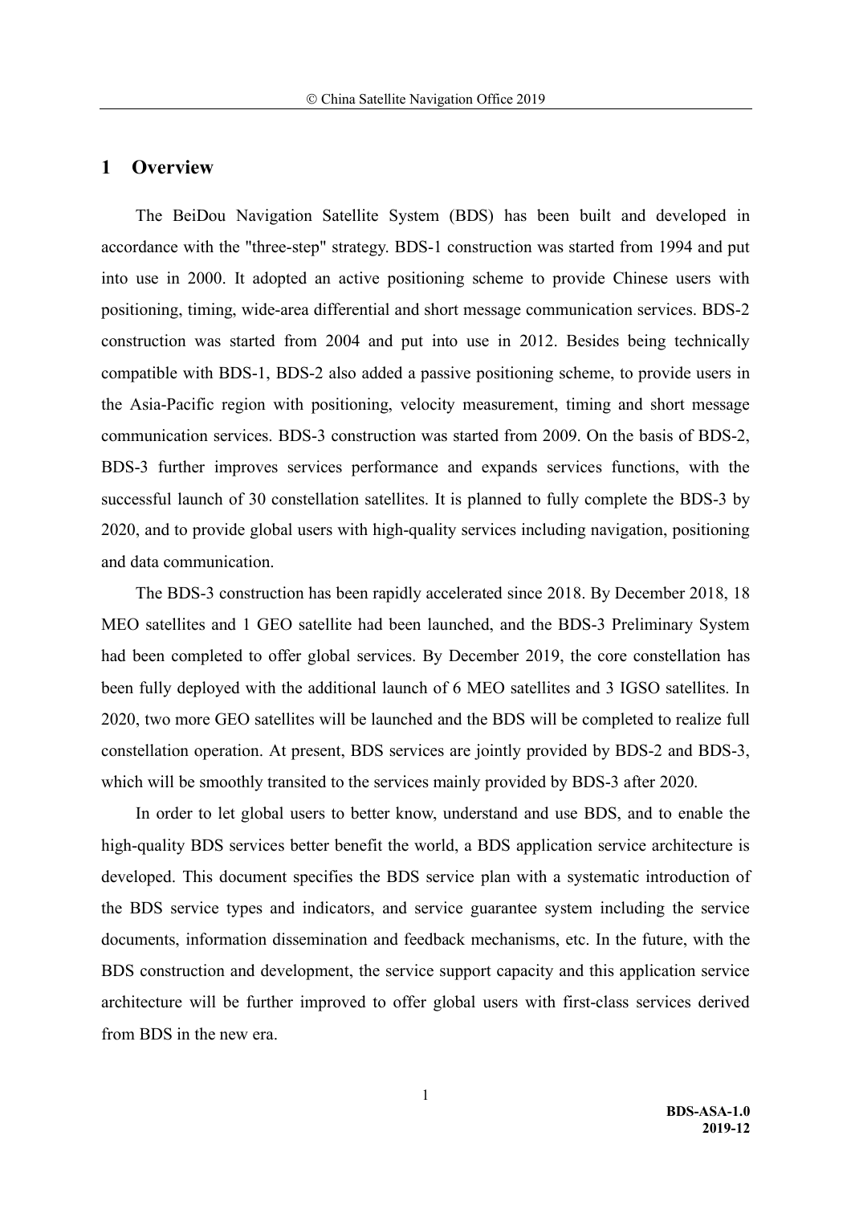## 1 Overview

The BeiDou Navigation Satellite System (BDS) has been built and developed in accordance with the "three-step" strategy. BDS-1 construction was started from 1994 and put into use in 2000. It adopted an active positioning scheme to provide Chinese users with positioning, timing, wide-area differential and short message communication services. BDS-2 construction was started from 2004 and put into use in 2012. Besides being technically compatible with BDS-1, BDS-2 also added a passive positioning scheme, to provide users in the Asia-Pacific region with positioning, velocity measurement, timing and short message communication services. BDS-3 construction was started from 2009. On the basis of BDS-2, BDS-3 further improves services performance and expands services functions, with the successful launch of 30 constellation satellites. It is planned to fully complete the BDS-3 by 2020, and to provide global users with high-quality services including navigation, positioning and data communication.

The BDS-3 construction has been rapidly accelerated since 2018. By December 2018, 18 MEO satellites and 1 GEO satellite had been launched, and the BDS-3 Preliminary System had been completed to offer global services. By December 2019, the core constellation has been fully deployed with the additional launch of 6 MEO satellites and 3 IGSO satellites. In 2020, two more GEO satellites will be launched and the BDS will be completed to realize full constellation operation. At present, BDS services are jointly provided by BDS-2 and BDS-3, which will be smoothly transited to the services mainly provided by BDS-3 after 2020.

In order to let global users to better know, understand and use BDS, and to enable the high-quality BDS services better benefit the world, a BDS application service architecture is developed. This document specifies the BDS service plan with a systematic introduction of the BDS service types and indicators, and service guarantee system including the service documents, information dissemination and feedback mechanisms, etc. In the future, with the BDS construction and development, the service support capacity and this application service architecture will be further improved to offer global users with first-class services derived from BDS in the new era.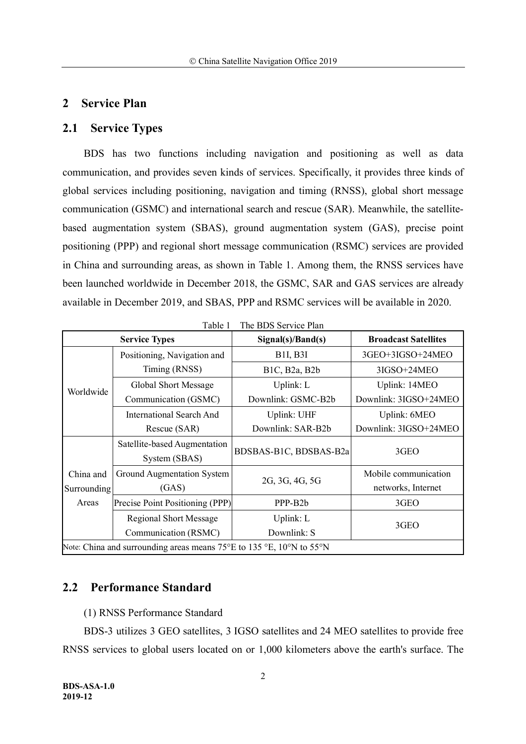## 2 Service Plan

### 2.1 Service Types

BDS has two functions including navigation and positioning as well as data communication, and provides seven kinds of services. Specifically, it provides three kinds of global services including positioning, navigation and timing (RNSS), global short message communication (GSMC) and international search and rescue (SAR). Meanwhile, the satellite-based augmentation system (SBAS), ground augmentation system (GAS), precise point positioning (PPP) and regional short message communication (RSMC) services are provided in China and surrounding areas, as shown in Table 1. Among them, the RNSS services have been launched worldwide in December 2018, the GSMC, SAR and GAS services are already available in December 2019, and SBAS, PPP and RSMC services will be available in 2020.

Table 1 The BDS Service Plan

| Service Types | | Signal(s)/Band(s) | Broadcast Satellites |
|---|---|---|---|
| Worldwide | Positioning, Navigation and Timing (RNSS) | B1I, B3I | 3GEO+3IGSO+24MEO |
| | | B1C, B2a, B2b | 3IGSO+24MEO |
| | Global Short Message Communication (GSMC) | Uplink: L<br>Downlink: GSMC-B2b | Uplink: 14MEO<br>Downlink: 3IGSO+24MEO |
| | International Search And Rescue (SAR) | Uplink: UHF<br>Downlink: SAR-B2b | Uplink: 6MEO<br>Downlink: 3IGSO+24MEO |
| China and Surrounding Areas | Satellite-based Augmentation System (SBAS) | BDSBAS-B1C, BDSBAS-B2a | 3GEO |
| | Ground Augmentation System (GAS) | 2G, 3G, 4G, 5G | Mobile communication networks, Internet |
| | Precise Point Positioning (PPP) | PPP-B2b | 3GEO |
| | Regional Short Message Communication (RSMC) | Uplink: L<br>Downlink: S | 3GEO |
| Note: China and surrounding areas means 75°E to 135 °E, 10°N to 55°N | | | |

### 2.2 Performance Standard

(1) RNSS Performance Standard

BDS-3 utilizes 3 GEO satellites, 3 IGSO satellites and 24 MEO satellites to provide free RNSS services to global users located on or 1,000 kilometers above the earth's surface. The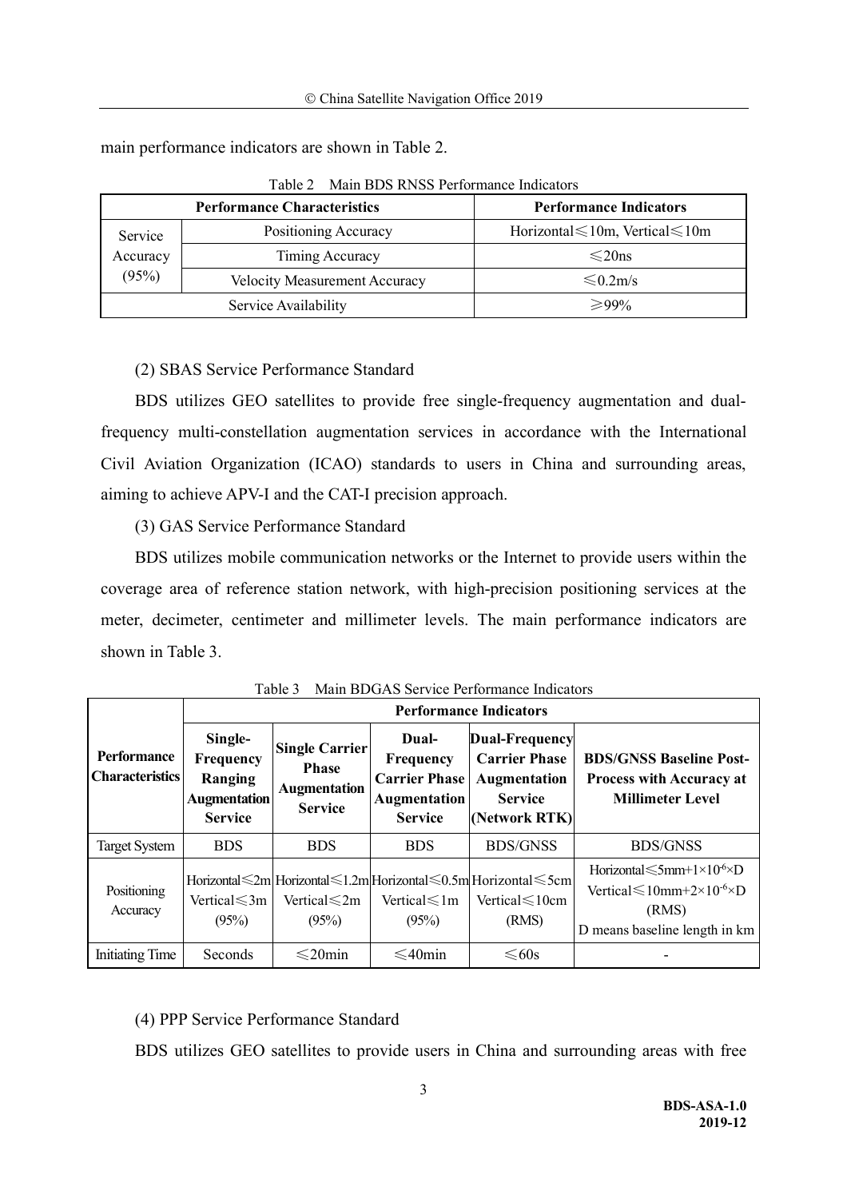main performance indicators are shown in Table 2.

Table 2 Main BDS RNSS Performance Indicators

| Performance Characteristics | | Performance Indicators |
|---|---|---|
| Service Accuracy (95%) | Positioning Accuracy | Horizontal≤10m, Vertical≤10m |
| | Timing Accuracy | ≤20ns |
| | Velocity Measurement Accuracy | ≤0.2m/s |
| Service Availability | | ≥99% |

(2) SBAS Service Performance Standard

BDS utilizes GEO satellites to provide free single-frequency augmentation and dual-frequency multi-constellation augmentation services in accordance with the International Civil Aviation Organization (ICAO) standards to users in China and surrounding areas, aiming to achieve APV-I and the CAT-I precision approach.

(3) GAS Service Performance Standard

BDS utilizes mobile communication networks or the Internet to provide users within the coverage area of reference station network, with high-precision positioning services at the meter, decimeter, centimeter and millimeter levels. The main performance indicators are shown in Table 3.

Table 3 Main BDGAS Service Performance Indicators

| Performance Characteristics | Performance Indicators | | | | |
|---|---|---|---|---|---|
| | **Single-Frequency Ranging Augmentation Service** | **Single Carrier Phase Augmentation Service** | **Dual-Frequency Carrier Phase Augmentation Service** | **Dual-Frequency Carrier Phase Augmentation Service (Network RTK)** | **BDS/GNSS Baseline Post-Process with Accuracy at Millimeter Level** |
| Target System | BDS | BDS | BDS | BDS/GNSS | BDS/GNSS |
| Positioning Accuracy | Horizontal≤2m Vertical≤3m (95%) | Horizontal≤1.2m Vertical≤2m (95%) | Horizontal≤0.5m Vertical≤1m (95%) | Horizontal≤5cm Vertical≤10cm (RMS) | Horizontal≤5mm+$1\times10^{-6}\times$D Vertical≤10mm+$2\times10^{-6}\times$D (RMS) D means baseline length in km |
| Initiating Time | Seconds | ≤20min | ≤40min | ≤60s | - |

(4) PPP Service Performance Standard

BDS utilizes GEO satellites to provide users in China and surrounding areas with free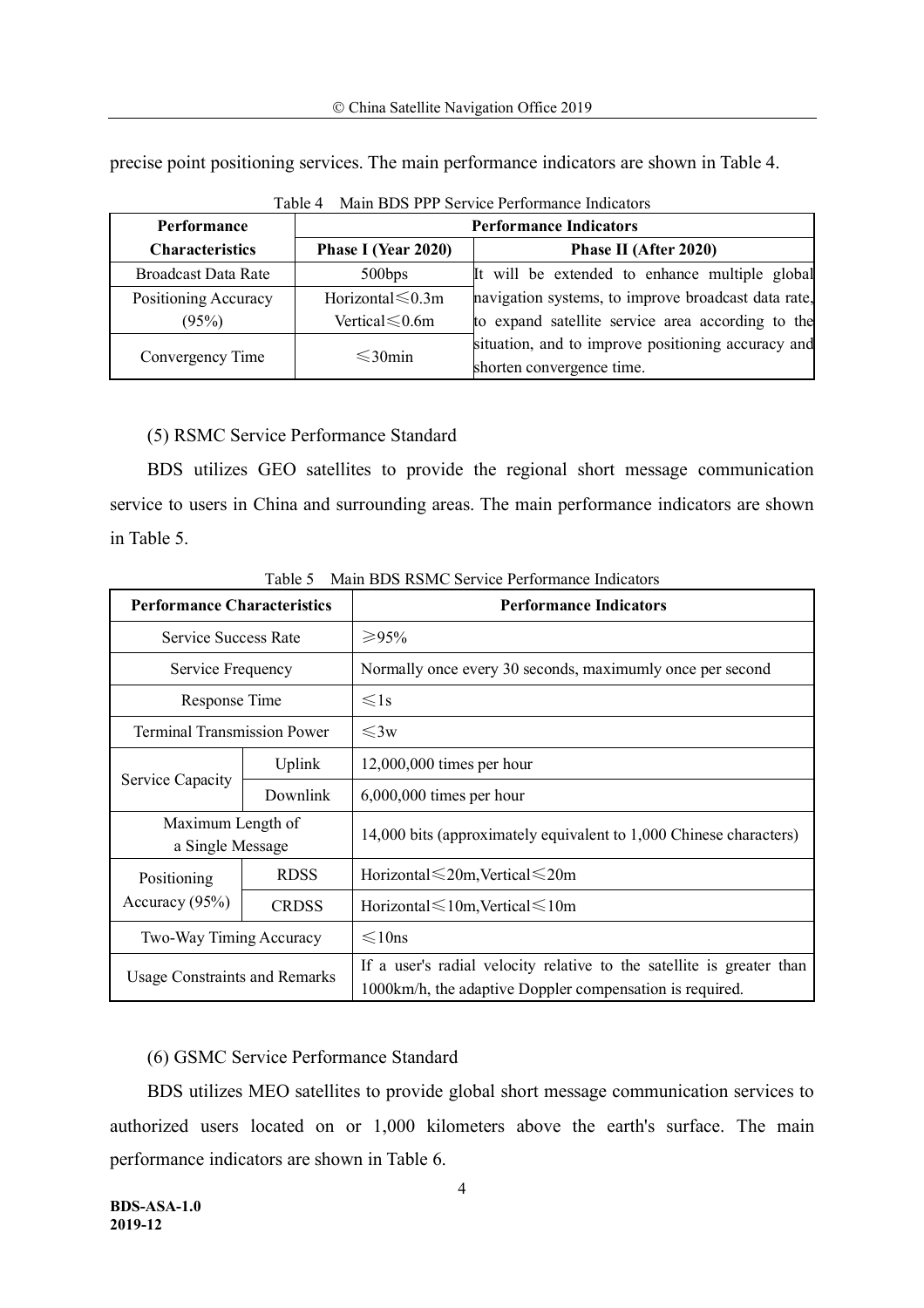precise point positioning services. The main performance indicators are shown in Table 4.

Table 4 Main BDS PPP Service Performance Indicators

| Performance Characteristics | Performance Indicators | |
|---|---|---|
| | Phase I (Year 2020) | Phase II (After 2020) |
| Broadcast Data Rate | 500bps | It will be extended to enhance multiple global navigation systems, to improve broadcast data rate, to expand satellite service area according to the situation, and to improve positioning accuracy and shorten convergence time. |
| Positioning Accuracy (95%) | Horizontal≤0.3m<br>Vertical≤0.6m | |
| Convergency Time | ≤30min | |

(5) RSMC Service Performance Standard

BDS utilizes GEO satellites to provide the regional short message communication service to users in China and surrounding areas. The main performance indicators are shown in Table 5.

Table 5 Main BDS RSMC Service Performance Indicators

| Performance Characteristics | | Performance Indicators |
|---|---|---|
| Service Success Rate | | ≥95% |
| Service Frequency | | Normally once every 30 seconds, maximumly once per second |
| Response Time | | ≤1s |
| Terminal Transmission Power | | ≤3w |
| Service Capacity | Uplink | 12,000,000 times per hour |
| | Downlink | 6,000,000 times per hour |
| Maximum Length of a Single Message | | 14,000 bits (approximately equivalent to 1,000 Chinese characters) |
| Positioning Accuracy (95%) | RDSS | Horizontal≤20m,Vertical≤20m |
| | CRDSS | Horizontal≤10m,Vertical≤10m |
| Two-Way Timing Accuracy | | ≤10ns |
| Usage Constraints and Remarks | | If a user's radial velocity relative to the satellite is greater than 1000km/h, the adaptive Doppler compensation is required. |

(6) GSMC Service Performance Standard

BDS utilizes MEO satellites to provide global short message communication services to authorized users located on or 1,000 kilometers above the earth's surface. The main performance indicators are shown in Table 6.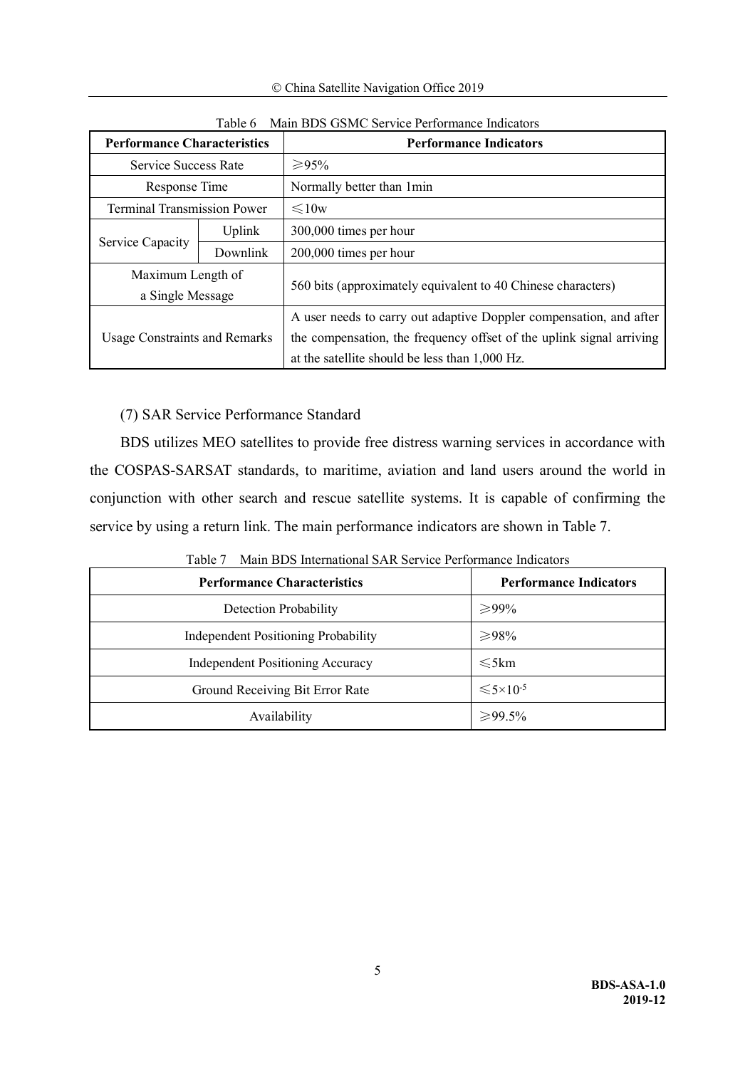Table 6 Main BDS GSMC Service Performance Indicators

| Performance Characteristics | | Performance Indicators |
|---|---|---|
| Service Success Rate | | ≥95% |
| Response Time | | Normally better than 1min |
| Terminal Transmission Power | | ≤10w |
| Service Capacity | Uplink | 300,000 times per hour |
| | Downlink | 200,000 times per hour |
| Maximum Length of a Single Message | | 560 bits (approximately equivalent to 40 Chinese characters) |
| Usage Constraints and Remarks | | A user needs to carry out adaptive Doppler compensation, and after the compensation, the frequency offset of the uplink signal arriving at the satellite should be less than 1,000 Hz. |

(7) SAR Service Performance Standard

BDS utilizes MEO satellites to provide free distress warning services in accordance with the COSPAS-SARSAT standards, to maritime, aviation and land users around the world in conjunction with other search and rescue satellite systems. It is capable of confirming the service by using a return link. The main performance indicators are shown in Table 7.

Table 7 Main BDS International SAR Service Performance Indicators

| Performance Characteristics | Performance Indicators |
|---|---|
| Detection Probability | ≥99% |
| Independent Positioning Probability | ≥98% |
| Independent Positioning Accuracy | ≤5km |
| Ground Receiving Bit Error Rate | $\leq 5\times10^{-5}$ |
| Availability | ≥99.5% |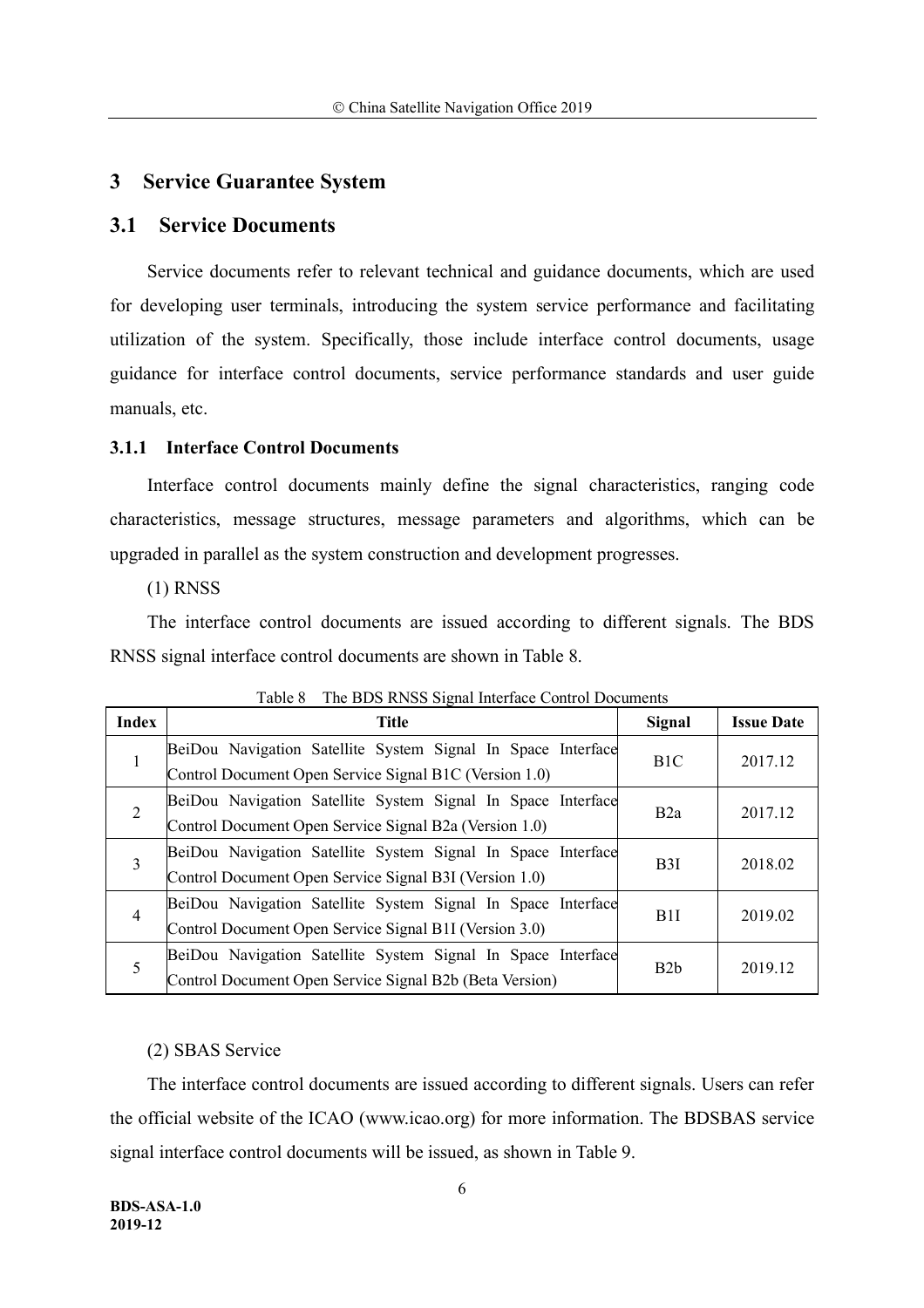# 3 Service Guarantee System

## 3.1 Service Documents

Service documents refer to relevant technical and guidance documents, which are used for developing user terminals, introducing the system service performance and facilitating utilization of the system. Specifically, those include interface control documents, usage guidance for interface control documents, service performance standards and user guide manuals, etc.

### 3.1.1 Interface Control Documents

Interface control documents mainly define the signal characteristics, ranging code characteristics, message structures, message parameters and algorithms, which can be upgraded in parallel as the system construction and development progresses.

(1) RNSS

The interface control documents are issued according to different signals. The BDS RNSS signal interface control documents are shown in Table 8.

Table 8 The BDS RNSS Signal Interface Control Documents

| Index | Title | Signal | Issue Date |
|---|---|---|---|
| 1 | BeiDou Navigation Satellite System Signal In Space Interface Control Document Open Service Signal B1C (Version 1.0) | B1C | 2017.12 |
| 2 | BeiDou Navigation Satellite System Signal In Space Interface Control Document Open Service Signal B2a (Version 1.0) | B2a | 2017.12 |
| 3 | BeiDou Navigation Satellite System Signal In Space Interface Control Document Open Service Signal B3I (Version 1.0) | B3I | 2018.02 |
| 4 | BeiDou Navigation Satellite System Signal In Space Interface Control Document Open Service Signal B1I (Version 3.0) | B1I | 2019.02 |
| 5 | BeiDou Navigation Satellite System Signal In Space Interface Control Document Open Service Signal B2b (Beta Version) | B2b | 2019.12 |

(2) SBAS Service

The interface control documents are issued according to different signals. Users can refer the official website of the ICAO (www.icao.org) for more information. The BDSBAS service signal interface control documents will be issued, as shown in Table 9.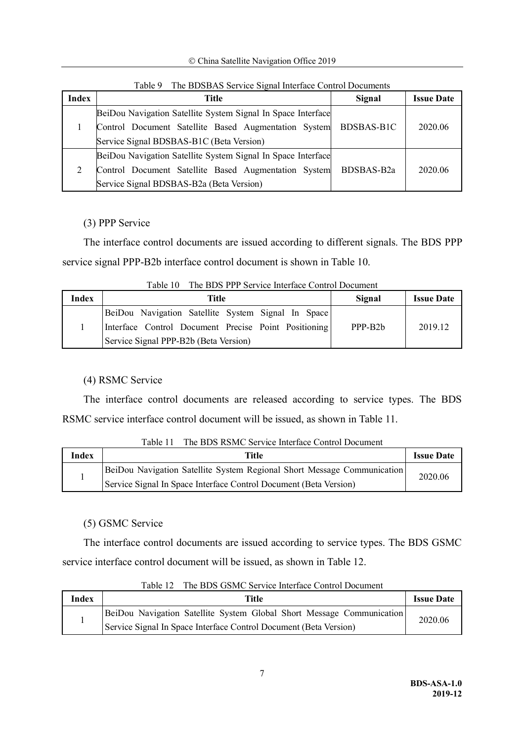Table 9 The BDSBAS Service Signal Interface Control Documents

| Index | Title | Signal | Issue Date |
|---|---|---|---|
| 1 | BeiDou Navigation Satellite System Signal In Space Interface Control Document Satellite Based Augmentation System Service Signal BDSBAS-B1C (Beta Version) | BDSBAS-B1C | 2020.06 |
| 2 | BeiDou Navigation Satellite System Signal In Space Interface Control Document Satellite Based Augmentation System Service Signal BDSBAS-B2a (Beta Version) | BDSBAS-B2a | 2020.06 |

(3) PPP Service

The interface control documents are issued according to different signals. The BDS PPP service signal PPP-B2b interface control document is shown in Table 10.

Table 10 The BDS PPP Service Interface Control Document

| Index | Title | Signal | Issue Date |
|---|---|---|---|
| 1 | BeiDou Navigation Satellite System Signal In Space Interface Control Document Precise Point Positioning Service Signal PPP-B2b (Beta Version) | PPP-B2b | 2019.12 |

(4) RSMC Service

The interface control documents are released according to service types. The BDS RSMC service interface control document will be issued, as shown in Table 11.

Table 11 The BDS RSMC Service Interface Control Document

| Index | Title | Issue Date |
|---|---|---|
| 1 | BeiDou Navigation Satellite System Regional Short Message Communication Service Signal In Space Interface Control Document (Beta Version) | 2020.06 |

(5) GSMC Service

The interface control documents are issued according to service types. The BDS GSMC service interface control document will be issued, as shown in Table 12.

Table 12 The BDS GSMC Service Interface Control Document

| Index | Title | Issue Date |
|---|---|---|
| 1 | BeiDou Navigation Satellite System Global Short Message Communication Service Signal In Space Interface Control Document (Beta Version) | 2020.06 |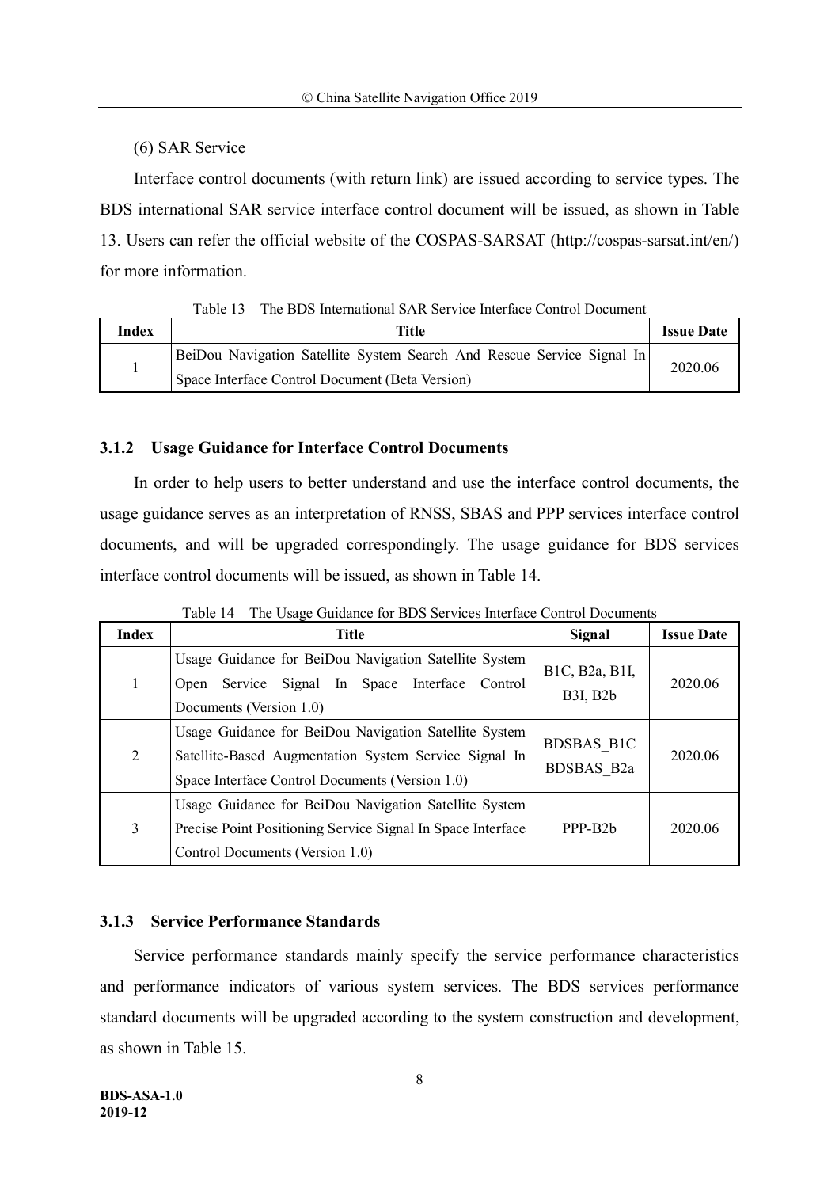(6) SAR Service

Interface control documents (with return link) are issued according to service types. The BDS international SAR service interface control document will be issued, as shown in Table 13. Users can refer the official website of the COSPAS-SARSAT (http://cospas-sarsat.int/en/) for more information.

Table 13 The BDS International SAR Service Interface Control Document

| Index | Title | Issue Date |
|---|---|---|
| 1 | BeiDou Navigation Satellite System Search And Rescue Service Signal In Space Interface Control Document (Beta Version) | 2020.06 |

### 3.1.2 Usage Guidance for Interface Control Documents

In order to help users to better understand and use the interface control documents, the usage guidance serves as an interpretation of RNSS, SBAS and PPP services interface control documents, and will be upgraded correspondingly. The usage guidance for BDS services interface control documents will be issued, as shown in Table 14.

Table 14 The Usage Guidance for BDS Services Interface Control Documents

| Index | Title | Signal | Issue Date |
|---|---|---|---|
| 1 | Usage Guidance for BeiDou Navigation Satellite System Open Service Signal In Space Interface Control Documents (Version 1.0) | B1C, B2a, B1I, B3I, B2b | 2020.06 |
| 2 | Usage Guidance for BeiDou Navigation Satellite System Satellite-Based Augmentation System Service Signal In Space Interface Control Documents (Version 1.0) | BDSBAS_B1C BDSBAS_B2a | 2020.06 |
| 3 | Usage Guidance for BeiDou Navigation Satellite System Precise Point Positioning Service Signal In Space Interface Control Documents (Version 1.0) | PPP-B2b | 2020.06 |

### 3.1.3 Service Performance Standards

Service performance standards mainly specify the service performance characteristics and performance indicators of various system services. The BDS services performance standard documents will be upgraded according to the system construction and development, as shown in Table 15.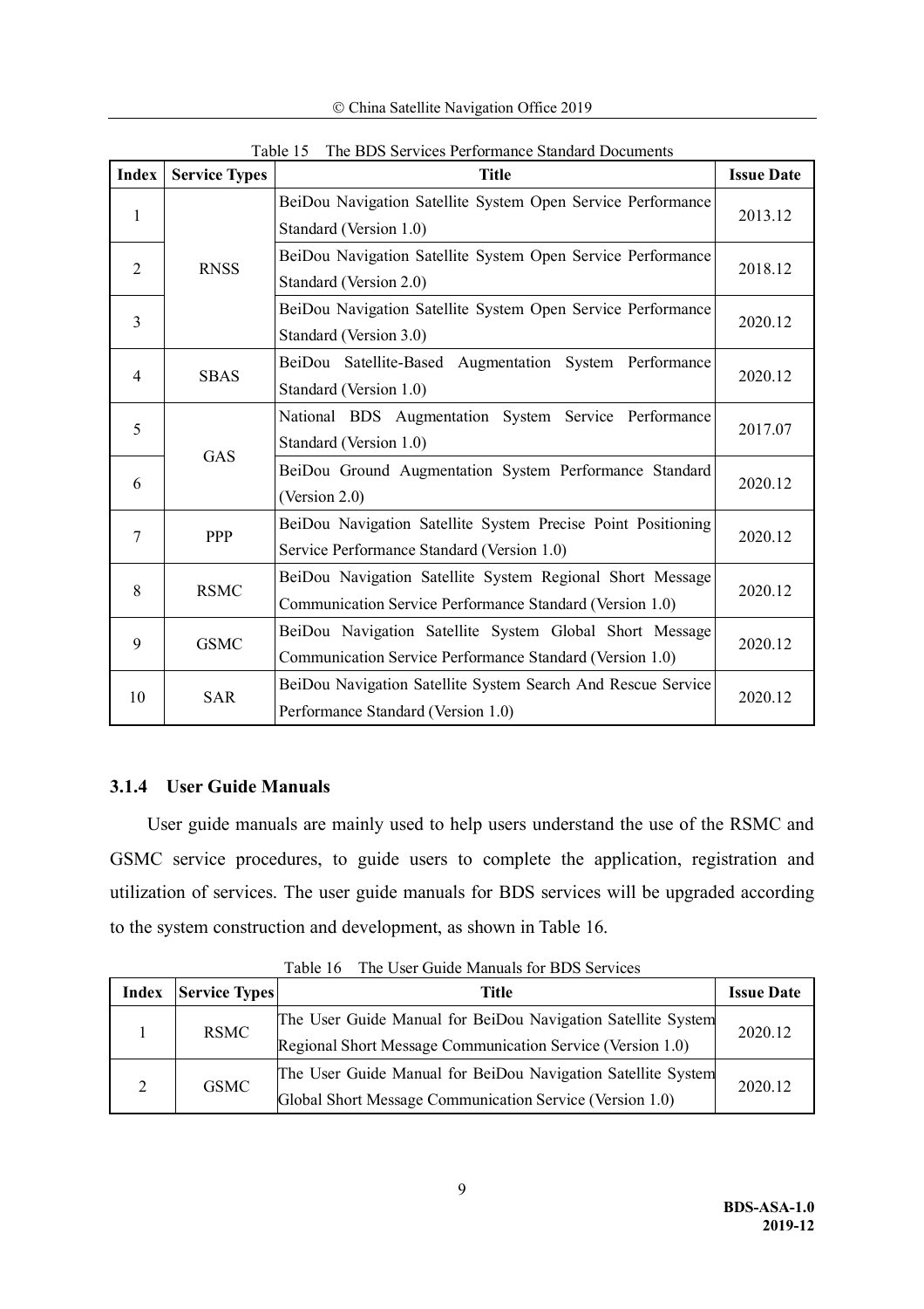Table 15 The BDS Services Performance Standard Documents

| Index | Service Types | Title | Issue Date |
|---|---|---|---|
| 1 | RNSS | BeiDou Navigation Satellite System Open Service Performance Standard (Version 1.0) | 2013.12 |
| 2 | | BeiDou Navigation Satellite System Open Service Performance Standard (Version 2.0) | 2018.12 |
| 3 | | BeiDou Navigation Satellite System Open Service Performance Standard (Version 3.0) | 2020.12 |
| 4 | SBAS | BeiDou Satellite-Based Augmentation System Performance Standard (Version 1.0) | 2020.12 |
| 5 | GAS | National BDS Augmentation System Service Performance Standard (Version 1.0) | 2017.07 |
| 6 | | BeiDou Ground Augmentation System Performance Standard (Version 2.0) | 2020.12 |
| 7 | PPP | BeiDou Navigation Satellite System Precise Point Positioning Service Performance Standard (Version 1.0) | 2020.12 |
| 8 | RSMC | BeiDou Navigation Satellite System Regional Short Message Communication Service Performance Standard (Version 1.0) | 2020.12 |
| 9 | GSMC | BeiDou Navigation Satellite System Global Short Message Communication Service Performance Standard (Version 1.0) | 2020.12 |
| 10 | SAR | BeiDou Navigation Satellite System Search And Rescue Service Performance Standard (Version 1.0) | 2020.12 |

### 3.1.4 User Guide Manuals

User guide manuals are mainly used to help users understand the use of the RSMC and GSMC service procedures, to guide users to complete the application, registration and utilization of services. The user guide manuals for BDS services will be upgraded according to the system construction and development, as shown in Table 16.

Table 16 The User Guide Manuals for BDS Services

| Index | Service Types | Title | Issue Date |
|---|---|---|---|
| 1 | RSMC | The User Guide Manual for BeiDou Navigation Satellite System Regional Short Message Communication Service (Version 1.0) | 2020.12 |
| 2 | GSMC | The User Guide Manual for BeiDou Navigation Satellite System Global Short Message Communication Service (Version 1.0) | 2020.12 |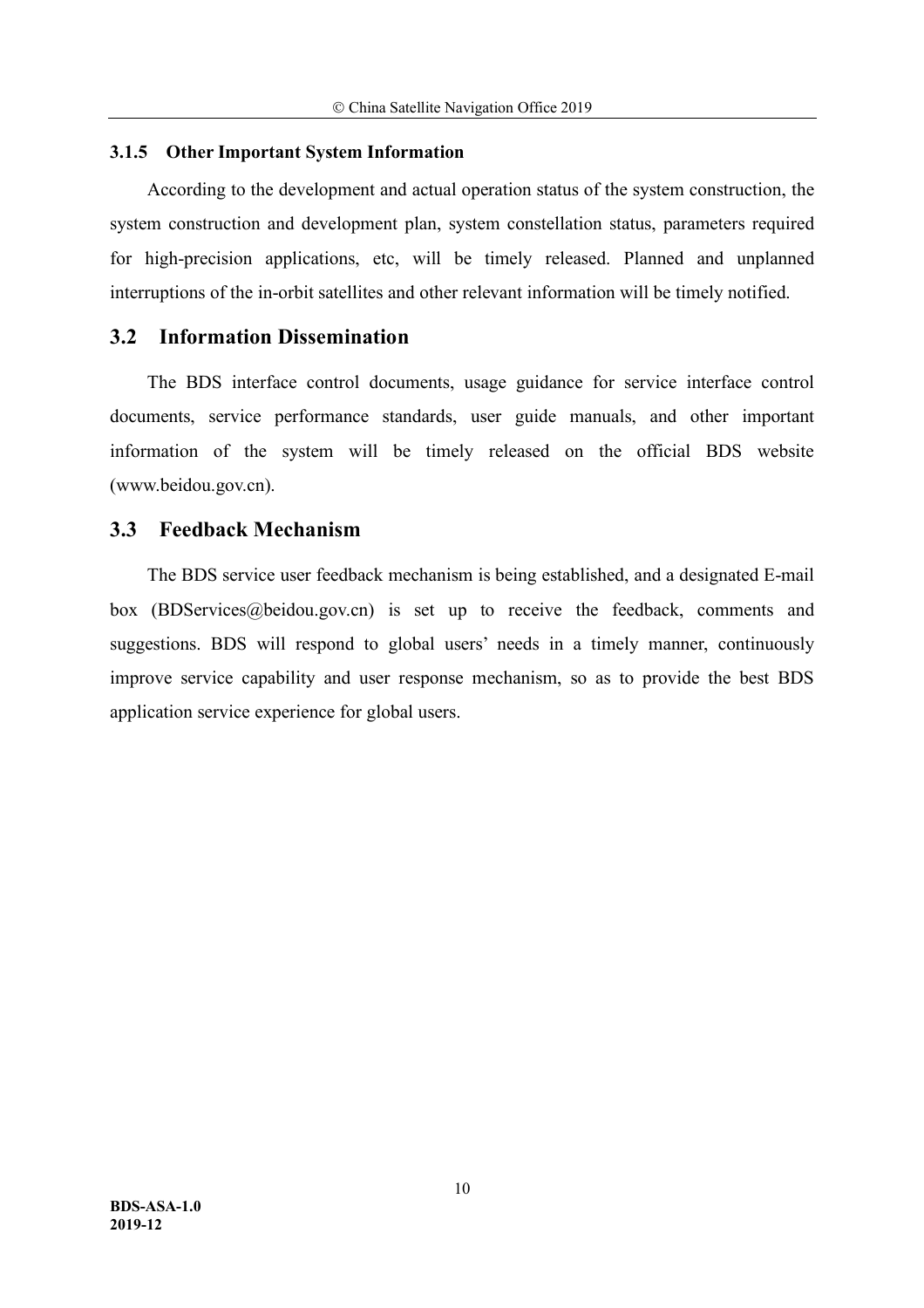### 3.1.5 Other Important System Information

According to the development and actual operation status of the system construction, the system construction and development plan, system constellation status, parameters required for high-precision applications, etc, will be timely released. Planned and unplanned interruptions of the in-orbit satellites and other relevant information will be timely notified.

## 3.2 Information Dissemination

The BDS interface control documents, usage guidance for service interface control documents, service performance standards, user guide manuals, and other important information of the system will be timely released on the official BDS website (www.beidou.gov.cn).

## 3.3 Feedback Mechanism

The BDS service user feedback mechanism is being established, and a designated E-mail box (BDServices@beidou.gov.cn) is set up to receive the feedback, comments and suggestions. BDS will respond to global users' needs in a timely manner, continuously improve service capability and user response mechanism, so as to provide the best BDS application service experience for global users.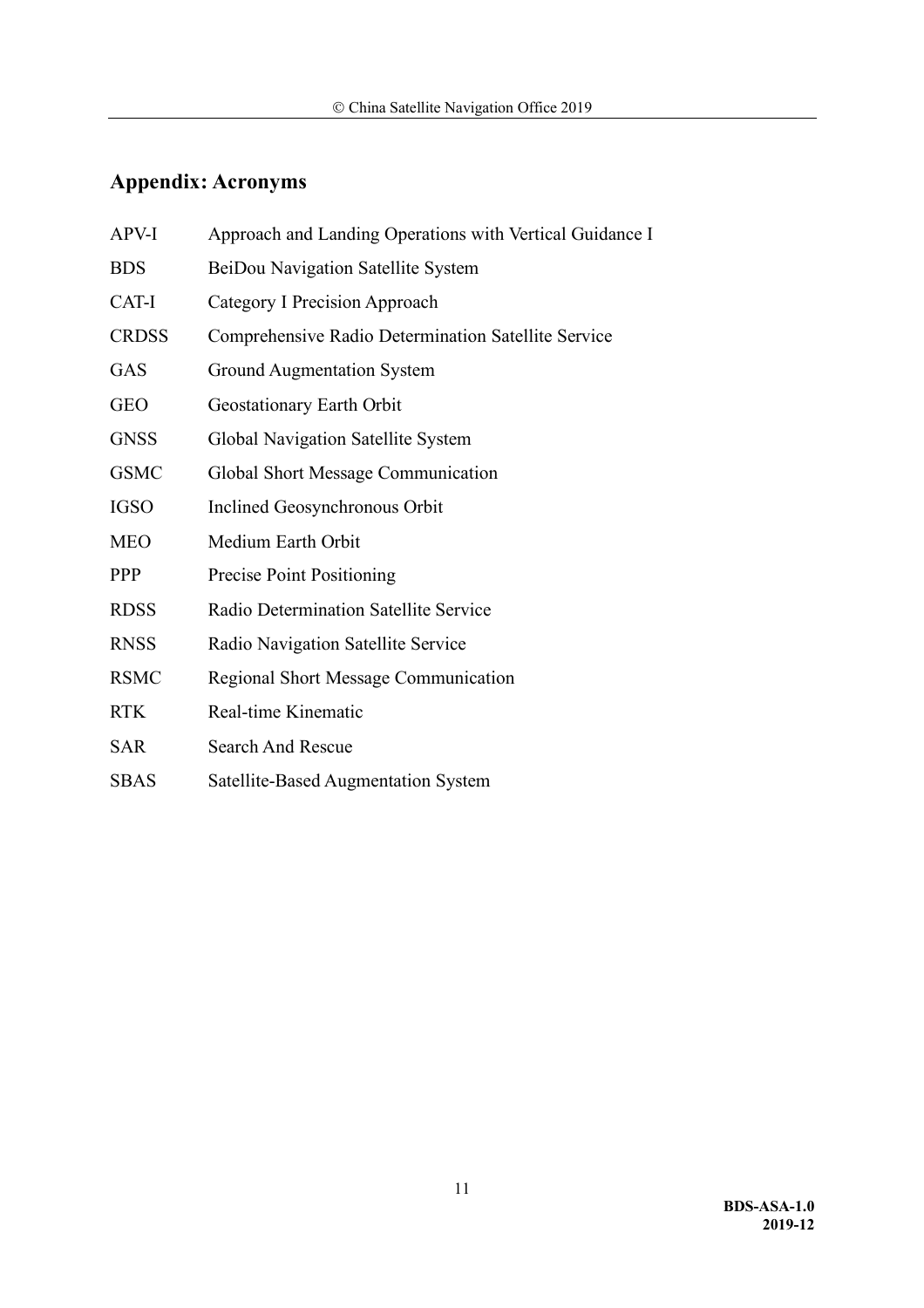## Appendix: Acronyms

| | |
|---|---|
| APV-I | Approach and Landing Operations with Vertical Guidance I |
| BDS | BeiDou Navigation Satellite System |
| CAT-I | Category I Precision Approach |
| CRDSS | Comprehensive Radio Determination Satellite Service |
| GAS | Ground Augmentation System |
| GEO | Geostationary Earth Orbit |
| GNSS | Global Navigation Satellite System |
| GSMC | Global Short Message Communication |
| IGSO | Inclined Geosynchronous Orbit |
| MEO | Medium Earth Orbit |
| PPP | Precise Point Positioning |
| RDSS | Radio Determination Satellite Service |
| RNSS | Radio Navigation Satellite Service |
| RSMC | Regional Short Message Communication |
| RTK | Real-time Kinematic |
| SAR | Search And Rescue |
| SBAS | Satellite-Based Augmentation System |